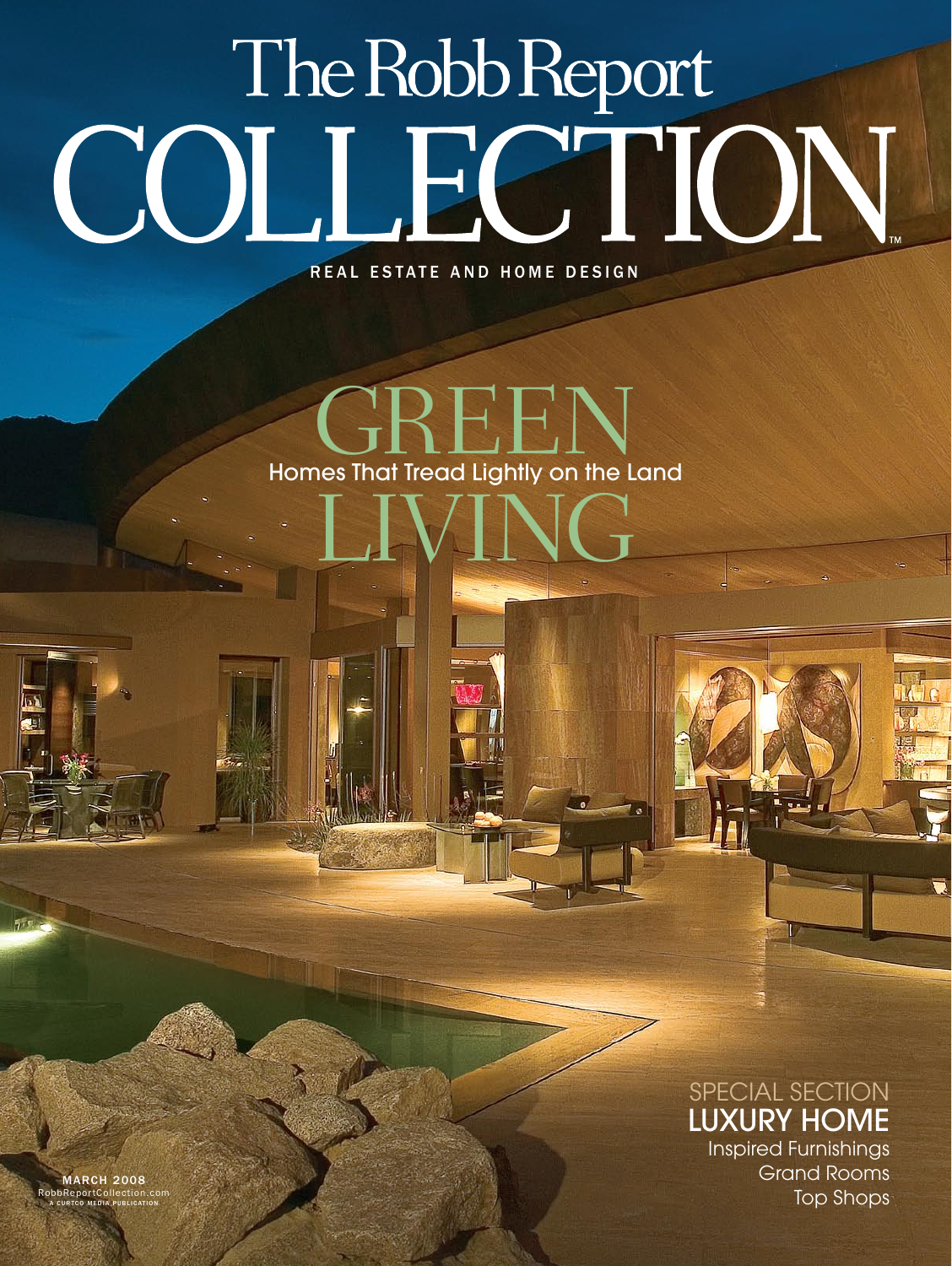# The Robb Report COLLECTION

REAL ESTATE AND HOME DESIGN

## GREEN LIVING

Homes That Tread Lightly on the Land

SPECIAL SECTION

**LUXURY HOME**

Inspired Furnishings
Grand Rooms
Top Shops

**MARCH 2008**
RobbReportCollection.com
A CURTCO MEDIA PUBLICATION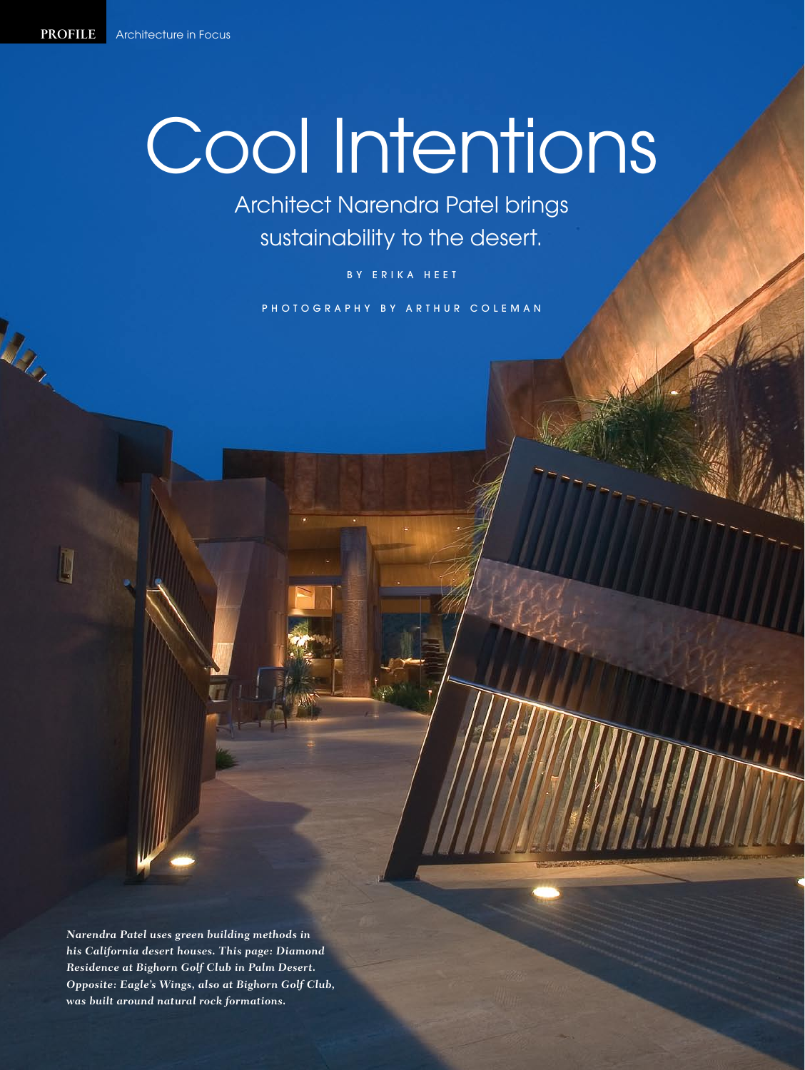# Cool Intentions

## Architect Narendra Patel brings sustainability to the desert.

BY ERIKA HEET

PHOTOGRAPHY BY ARTHUR COLEMAN

*Narendra Patel uses green building methods in his California desert houses. This page: Diamond Residence at Bighorn Golf Club in Palm Desert. Opposite: Eagle's Wings, also at Bighorn Golf Club, was built around natural rock formations.*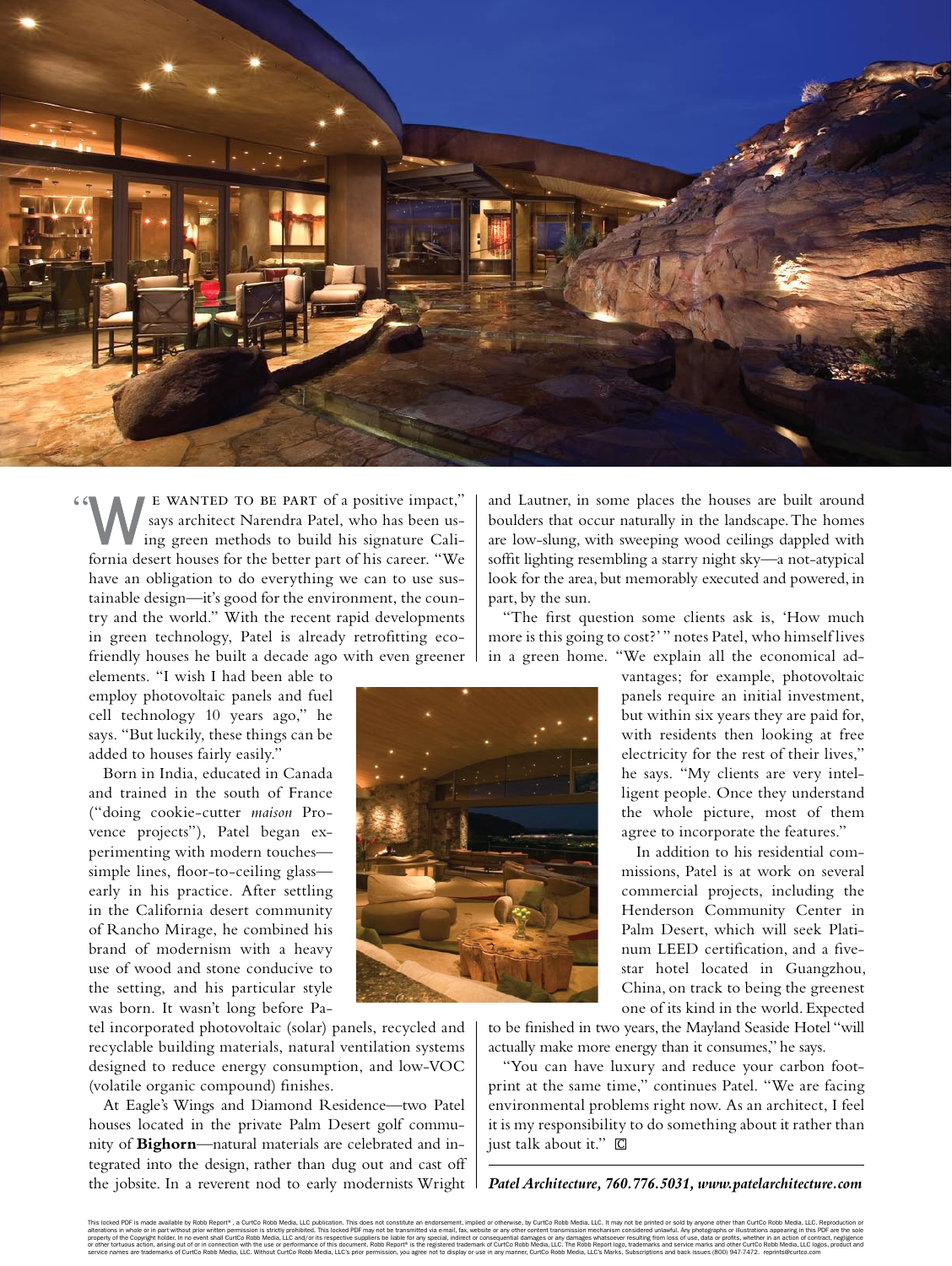"WE WANTED TO BE PART of a positive impact," says architect Narendra Patel, who has been using green methods to build his signature California desert houses for the better part of his career. "We have an obligation to do everything we can to use sustainable design—it's good for the environment, the country and the world." With the recent rapid developments in green technology, Patel is already retrofitting eco-friendly houses he built a decade ago with even greener elements. "I wish I had been able to employ photovoltaic panels and fuel cell technology 10 years ago," he says. "But luckily, these things can be added to houses fairly easily."

Born in India, educated in Canada and trained in the south of France ("doing cookie-cutter *maison* Provence projects"), Patel began experimenting with modern touches—simple lines, floor-to-ceiling glass—early in his practice. After settling in the California desert community of Rancho Mirage, he combined his brand of modernism with a heavy use of wood and stone conducive to the setting, and his particular style was born. It wasn't long before Patel incorporated photovoltaic (solar) panels, recycled and recyclable building materials, natural ventilation systems designed to reduce energy consumption, and low-VOC (volatile organic compound) finishes.

At Eagle's Wings and Diamond Residence—two Patel houses located in the private Palm Desert golf community of **Bighorn**—natural materials are celebrated and integrated into the design, rather than dug out and cast off the jobsite. In a reverent nod to early modernists Wright and Lautner, in some places the houses are built around boulders that occur naturally in the landscape. The homes are low-slung, with sweeping wood ceilings dappled with soffit lighting resembling a starry night sky—a not-atypical look for the area, but memorably executed and powered, in part, by the sun.

"The first question some clients ask is, 'How much more is this going to cost?' " notes Patel, who himself lives in a green home. "We explain all the economical advantages; for example, photovoltaic panels require an initial investment, but within six years they are paid for, with residents then looking at free electricity for the rest of their lives," he says. "My clients are very intelligent people. Once they understand the whole picture, most of them agree to incorporate the features."

In addition to his residential commissions, Patel is at work on several commercial projects, including the Henderson Community Center in Palm Desert, which will seek Platinum LEED certification, and a five-star hotel located in Guangzhou, China, on track to being the greenest one of its kind in the world. Expected to be finished in two years, the Mayland Seaside Hotel "will actually make more energy than it consumes," he says.

"You can have luxury and reduce your carbon footprint at the same time," continues Patel. "We are facing environmental problems right now. As an architect, I feel it is my responsibility to do something about it rather than just talk about it."

***Patel Architecture, 760.776.5031, www.patelarchitecture.com***

This locked PDF is made available by Robb Report®, a CurtCo Robb Media, LLC publication. This does not constitute an endorsement, implied or otherwise, by CurtCo Robb Media, LLC. It may not be printed or sold by anyone other than CurtCo Robb Media, LLC. Reproduction or alterations in whole or in part without prior written permission is strictly prohibited. This locked PDF may not be transmitted via e-mail, fax, website or any other content transmission mechanism considered unlawful. Any photographs or illustrations appearing in this PDF are the sole property of the Copyright holder. In no event shall CurtCo Robb Media, LLC and/or its respective suppliers be liable for any special, indirect or consequential damages or any damages whatsoever resulting from loss of use, data or profits, whether in an action of contract, negligence or other tortuous action, arising out of or in connection with the use or performance of this document. Robb Report® is the registered trademark of CurtCo Robb Media, LLC. The Robb Report logo, trademarks and service marks and other CurtCo Robb Media, LLC logos, product and service names are trademarks of CurtCo Robb Media, LLC. Without CurtCo Robb Media, LLC's prior permission, you agree not to display or use in any manner, CurtCo Robb Media, LLC's Marks. Subscriptions and back issues (800) 947-7472. reprints@curtco.com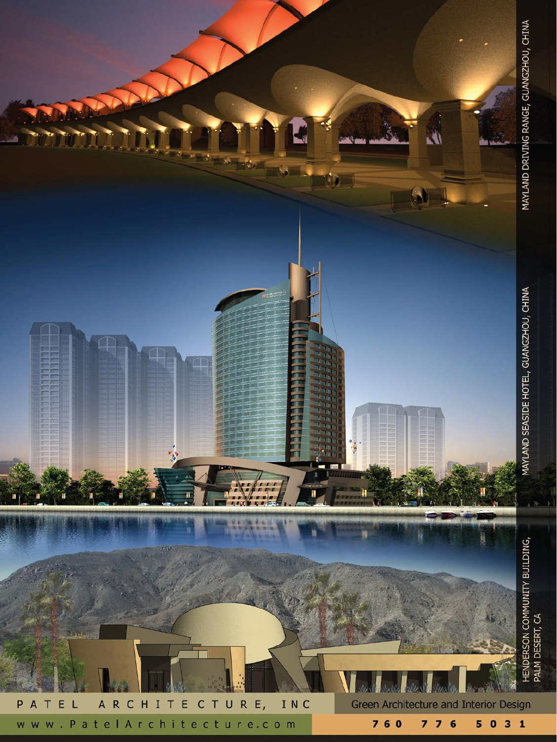MAYLAND DRIVING RANGE, GUANGZHOU, CHINA

MAYLAND SEASIDE HOTEL, GUANGZHOU, CHINA

HENDERSON COMMUNITY BUILDING, PALM DESERT, CA

PATEL ARCHITECTURE, INC

www.PatelArchitecture.com

Green Architecture and Interior Design

760 776 5031